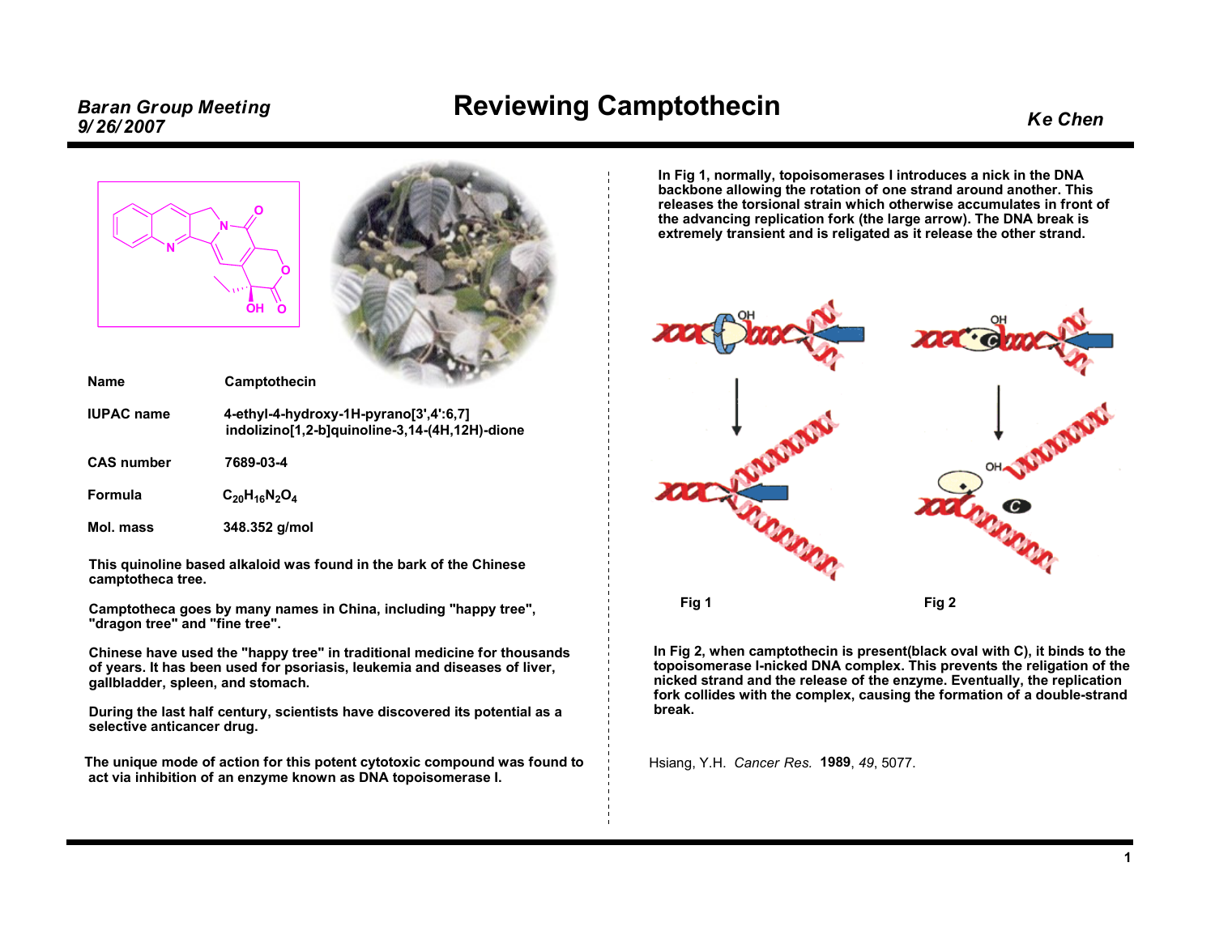# Reviewing Camptothecin

| | |
|---|---|
| **Name** | **Camptothecin** |
| **IUPAC name** | **4-ethyl-4-hydroxy-1H-pyrano[3',4':6,7] indolizino[1,2-b]quinoline-3,14-(4H,12H)-dione** |
| **CAS number** | **7689-03-4** |
| **Formula** | $C_{20}H_{16}N_2O_4$ |
| **Mol. mass** | **348.352 g/mol** |

**This quinoline based alkaloid was found in the bark of the Chinese camptotheca tree.**

**Camptotheca goes by many names in China, including "happy tree", "dragon tree" and "fine tree".**

**Chinese have used the "happy tree" in traditional medicine for thousands of years. It has been used for psoriasis, leukemia and diseases of liver, gallbladder, spleen, and stomach.**

**During the last half century, scientists have discovered its potential as a selective anticancer drug.**

**The unique mode of action for this potent cytotoxic compound was found to act via inhibition of an enzyme known as DNA topoisomerase I.**

**In Fig 1, normally, topoisomerases I introduces a nick in the DNA backbone allowing the rotation of one strand around another. This releases the torsional strain which otherwise accumulates in front of the advancing replication fork (the large arrow). The DNA break is extremely transient and is religated as it release the other strand.**

**Fig 1** **Fig 2**

**In Fig 2, when camptothecin is present(black oval with C), it binds to the topoisomerase I-nicked DNA complex. This prevents the religation of the nicked strand and the release of the enzyme. Eventually, the replication fork collides with the complex, causing the formation of a double-strand break.**

Hsiang, Y.H. *Cancer Res.* **1989**, *49*, 5077.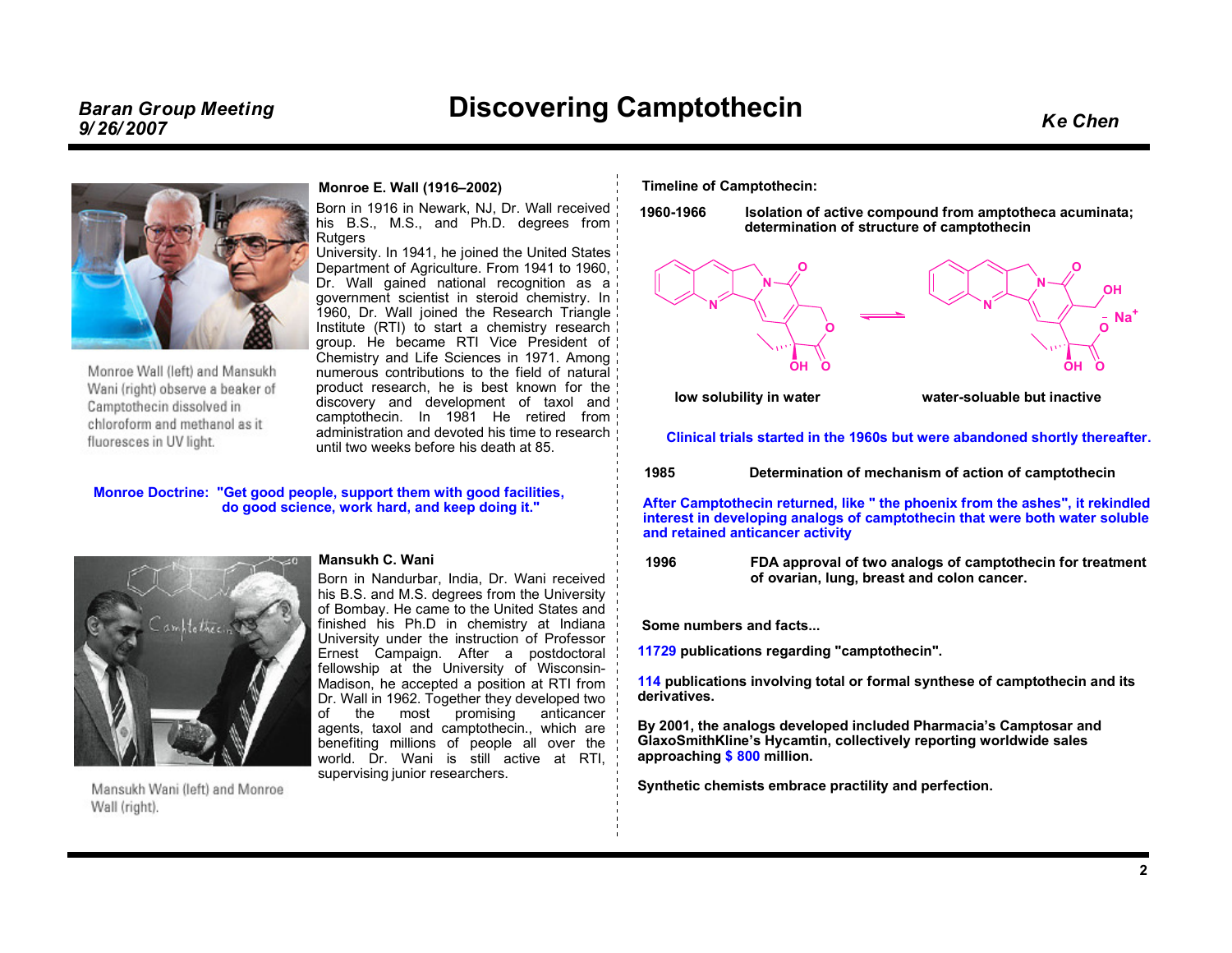# Discovering Camptothecin

*Baran Group Meeting*
*9/26/2007*

*Ke Chen*

Monroe Wall (left) and Mansukh Wani (right) observe a beaker of Camptothecin dissolved in chloroform and methanol as it fluoresces in UV light.

**Monroe E. Wall (1916–2002)**

Born in 1916 in Newark, NJ, Dr. Wall received his B.S., M.S., and Ph.D. degrees from Rutgers University. In 1941, he joined the United States Department of Agriculture. From 1941 to 1960, Dr. Wall gained national recognition as a government scientist in steroid chemistry. In 1960, Dr. Wall joined the Research Triangle Institute (RTI) to start a chemistry research group. He became RTI Vice President of Chemistry and Life Sciences in 1971. Among numerous contributions to the field of natural product research, he is best known for the discovery and development of taxol and camptothecin. In 1981 He retired from administration and devoted his time to research until two weeks before his death at 85.

**Monroe Doctrine: "Get good people, support them with good facilities, do good science, work hard, and keep doing it."**

**Mansukh C. Wani**

Born in Nandurbar, India, Dr. Wani received his B.S. and M.S. degrees from the University of Bombay. He came to the United States and finished his Ph.D in chemistry at Indiana University under the instruction of Professor Ernest Campaign. After a postdoctoral fellowship at the University of Wisconsin-Madison, he accepted a position at RTI from Dr. Wall in 1962. Together they developed two of the most promising anticancer agents, taxol and camptothecin., which are benefiting millions of people all over the world. Dr. Wani is still active at RTI, supervising junior researchers.

Mansukh Wani (left) and Monroe Wall (right).

**Timeline of Camptothecin:**

**1960-1966** **Isolation of active compound from amptotheca acuminata; determination of structure of camptothecin**

**low solubility in water** ⇌ **water-soluable but inactive**

**Clinical trials started in the 1960s but were abandoned shortly thereafter.**

**1985** **Determination of mechanism of action of camptothecin**

**After Camptothecin returned, like " the phoenix from the ashes", it rekindled interest in developing analogs of camptothecin that were both water soluble and retained anticancer activity**

**1996** **FDA approval of two analogs of camptothecin for treatment of ovarian, lung, breast and colon cancer.**

**Some numbers and facts...**

**11729 publications regarding "camptothecin".**

**114 publications involving total or formal synthese of camptothecin and its derivatives.**

**By 2001, the analogs developed included Pharmacia's Camptosar and GlaxoSmithKline's Hycamtin, collectively reporting worldwide sales approaching $ 800 million.**

**Synthetic chemists embrace practility and perfection.**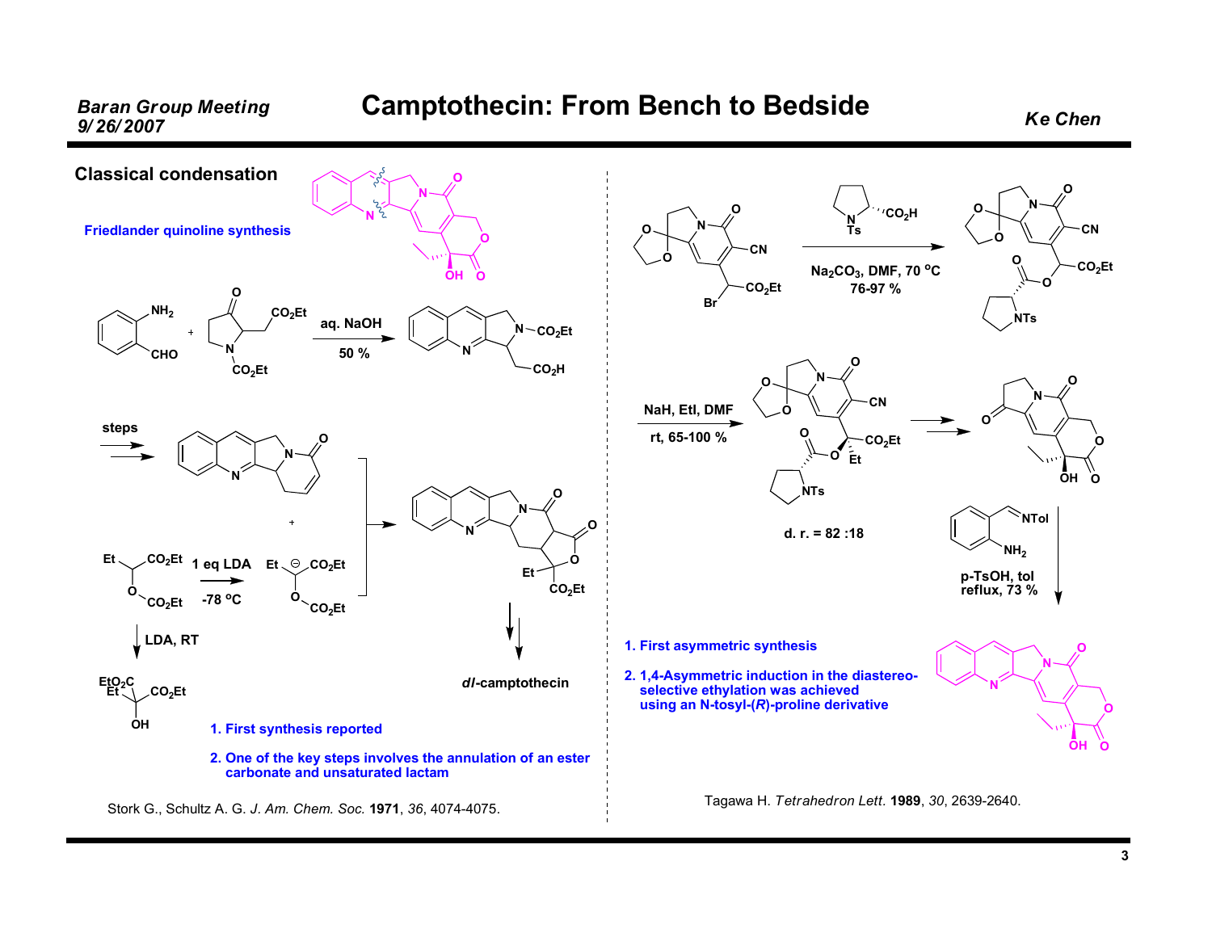# Camptothecin: From Bench to Bedside

## Classical condensation

**Friedlander quinoline synthesis**

aq. NaOH

50 %

steps

1 eq LDA

-78 °C

LDA, RT

*dl*-camptothecin

1. First synthesis reported
2. One of the key steps involves the annulation of an ester carbonate and unsaturated lactam

Stork G., Schultz A. G. *J. Am. Chem. Soc.* **1971**, *36*, 4074-4075.

$Na_2CO_3$, DMF, 70 °C

76-97 %

NaH, EtI, DMF

rt, 65-100 %

d. r. = 82 :18

p-TsOH, tol reflux, 73 %

1. First asymmetric synthesis
2. 1,4-Asymmetric induction in the diastereo-selective ethylation was achieved using an N-tosyl-(*R*)-proline derivative

Tagawa H. *Tetrahedron Lett.* **1989**, *30*, 2639-2640.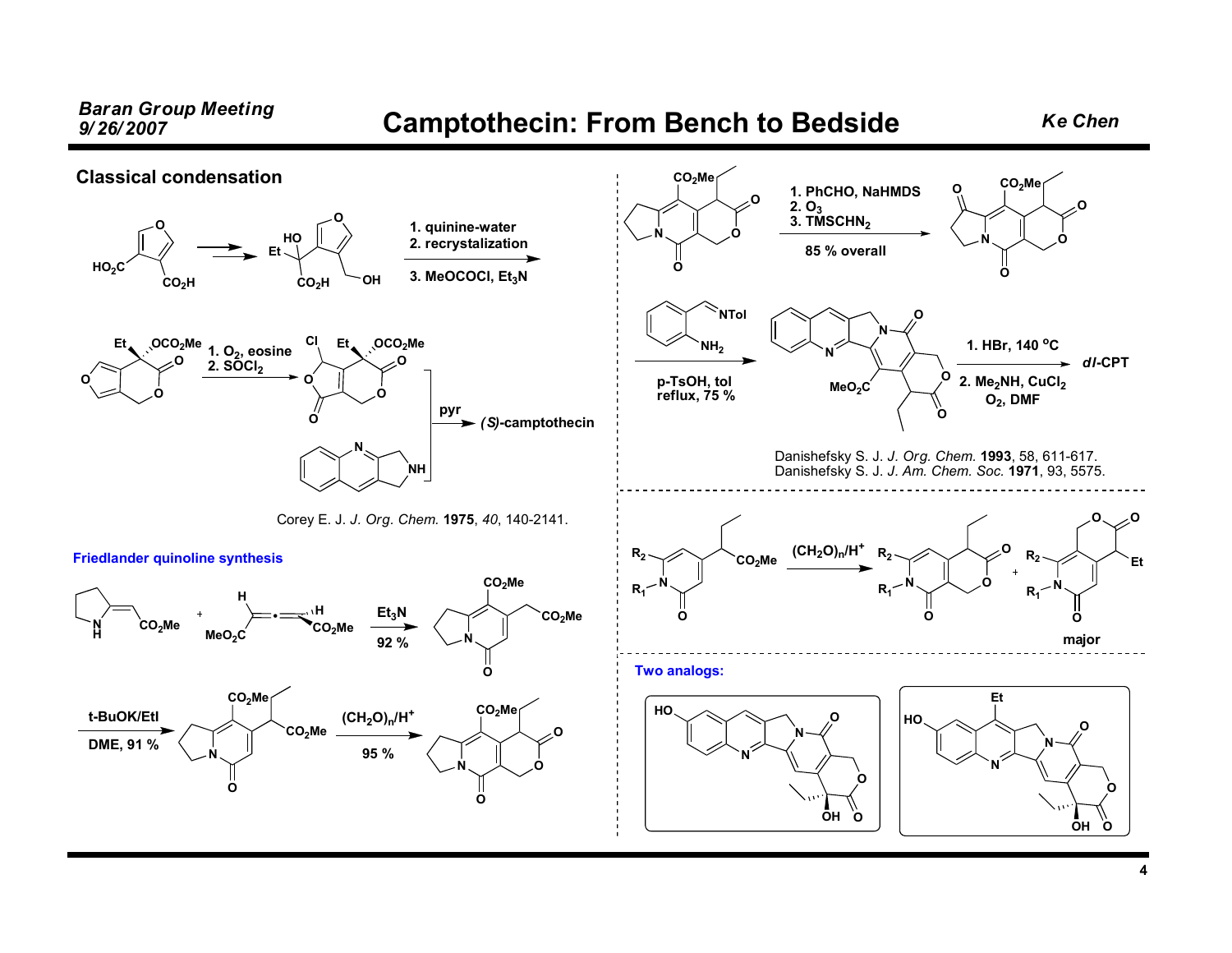# Camptothecin: From Bench to Bedside

## Classical condensation

1. quinine-water
2. recrystalization
3. MeOCOCl, $Et_3N$

1. $O_2$, eosine
2. $SOCl_2$

pyr → *(S)*-camptothecin

Corey E. J. *J. Org. Chem.* **1975**, *40*, 140-2141.

## Friedlander quinoline synthesis

$Et_3N$, 92 %

t-BuOK/EtI, DME, 91 %

$(CH_2O)_n/H^+$, 95 %

1. PhCHO, NaHMDS
2. $O_3$
3. $TMSCHN_2$

85 % overall

p-TsOH, tol, reflux, 75 %

1. HBr, 140 °C
2. $Me_2NH$, $CuCl_2$, $O_2$, DMF

→ *dl*-CPT

Danishefsky S. J. *J. Org. Chem.* **1993**, 58, 611-617.
Danishefsky S. J. *J. Am. Chem. Soc.* **1971**, 93, 5575.

$(CH_2O)_n/H^+$ — major

## Two analogs: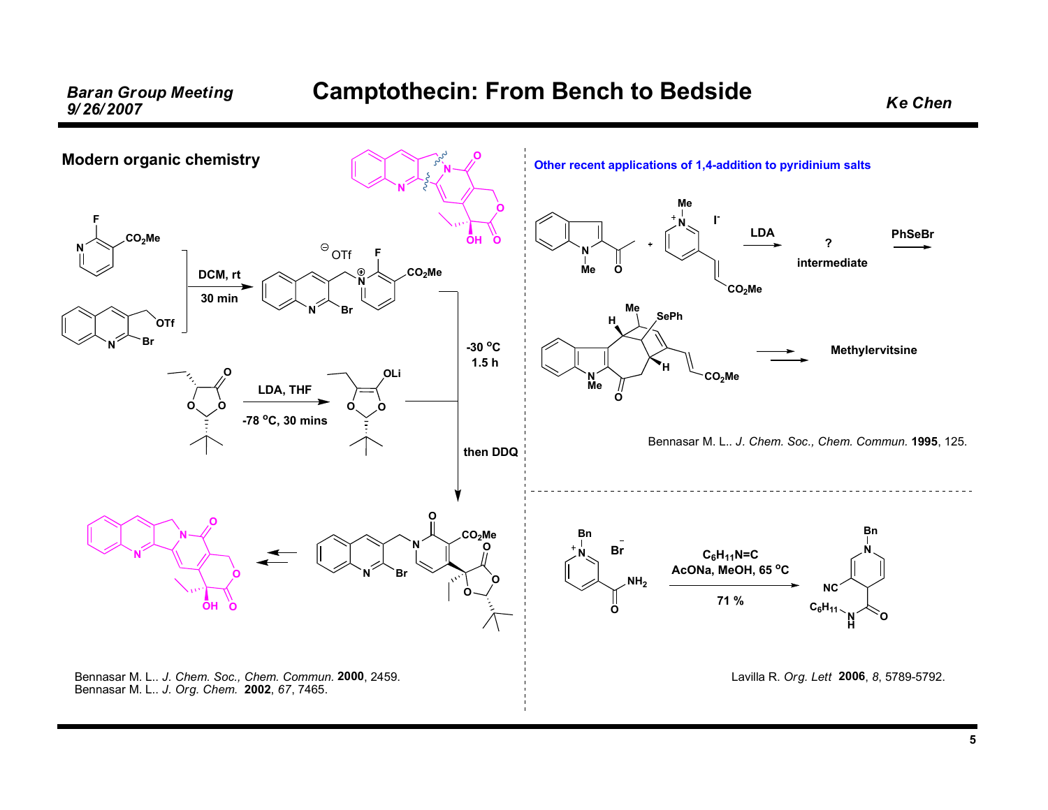## Modern organic chemistry

DCM, rt

30 min

LDA, THF

-78 °C, 30 mins

-30 °C

1.5 h

then DDQ

Bennasar M. L.. *J. Chem. Soc., Chem. Commun.* **2000**, 2459.
Bennasar M. L.. *J. Org. Chem.* **2002**, *67*, 7465.

## Other recent applications of 1,4-addition to pyridinium salts

LDA → ? intermediate → PhSeBr

Methylervitsine

Bennasar M. L.. *J. Chem. Soc., Chem. Commun.* **1995**, 125.

$C_6H_{11}N{=}C$
AcONa, MeOH, 65 °C

71 %

Lavilla R. *Org. Lett* **2006**, *8*, 5789-5792.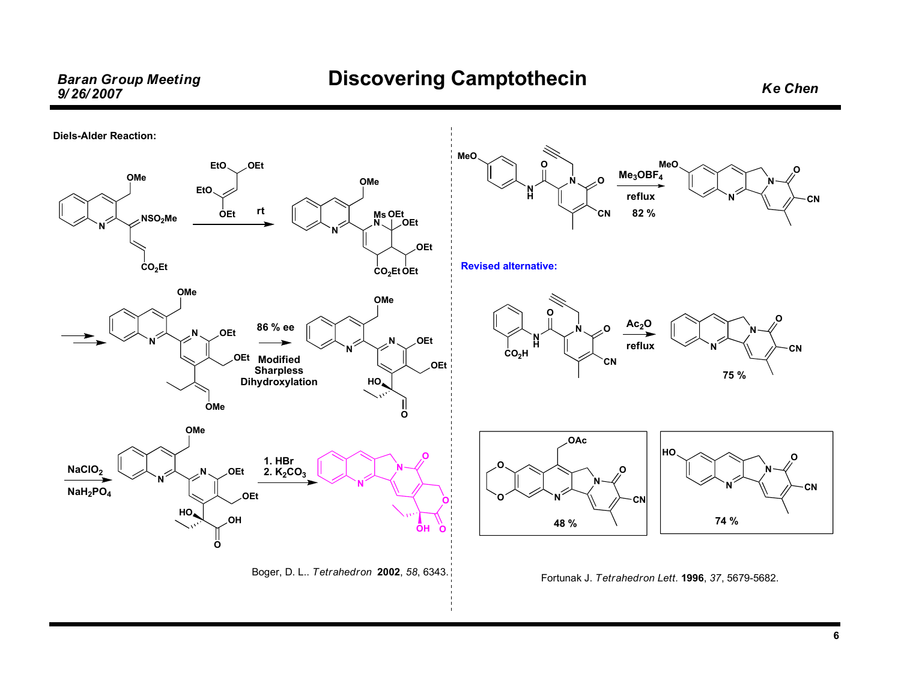# Discovering Camptothecin

**Diels-Alder Reaction:**

rt

86 % ee

Modified Sharpless Dihydroxylation

$NaClO_2$

$NaH_2PO_4$

1. HBr
2. $K_2CO_3$

Boger, D. L.. *Tetrahedron* **2002**, *58*, 6343.

$Me_3OBF_4$

reflux

82 %

**Revised alternative:**

$Ac_2O$

reflux

75 %

48 %

74 %

Fortunak J. *Tetrahedron Lett.* **1996**, *37*, 5679-5682.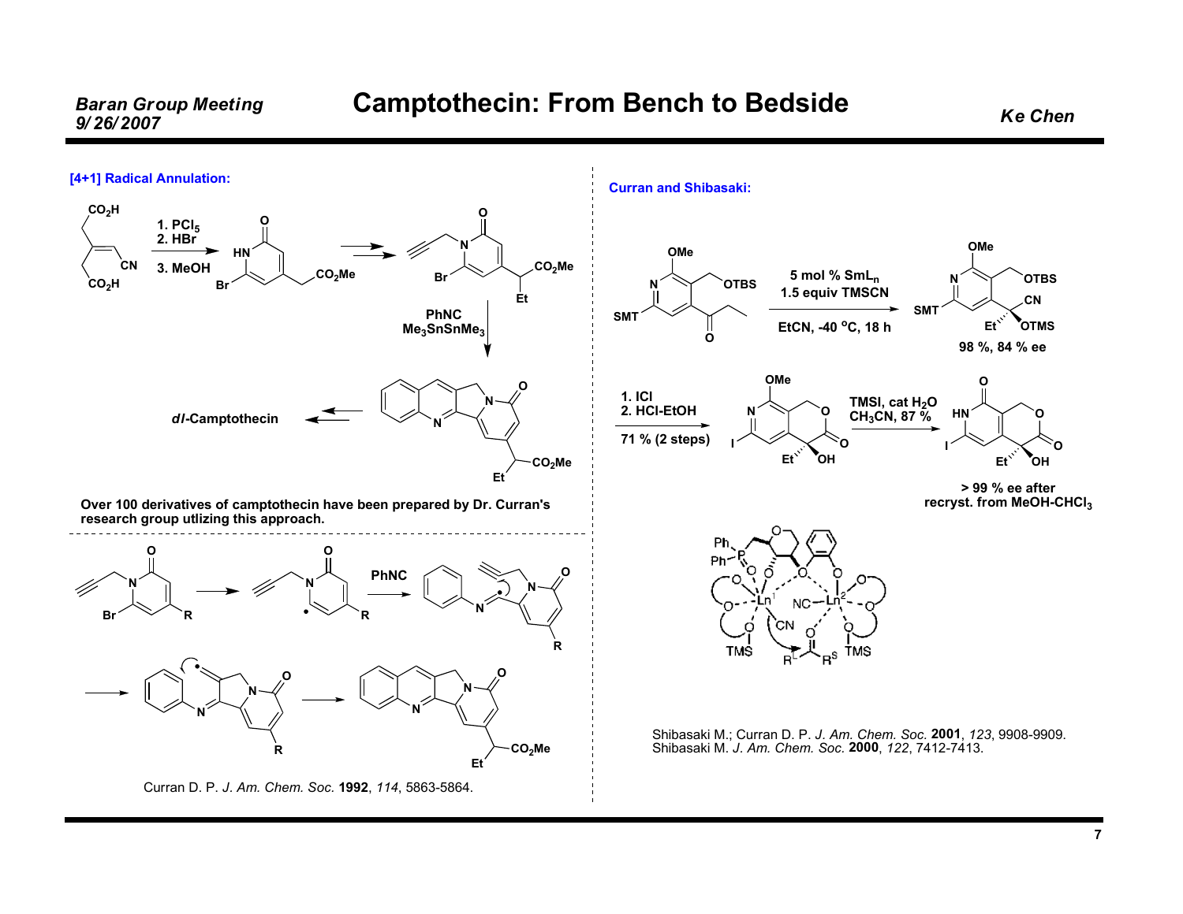## Camptothecin: From Bench to Bedside

### [4+1] Radical Annulation:

1. $PCl_5$
2. HBr
3. MeOH

PhNC
$Me_3SnSnMe_3$

*dl*-Camptothecin

Over 100 derivatives of camptothecin have been prepared by Dr. Curran's research group utlizing this approach.

PhNC

Curran D. P. *J. Am. Chem. Soc.* **1992**, *114*, 5863-5864.

### Curran and Shibasaki:

5 mol % $SmL_n$
1.5 equiv TMSCN
EtCN, -40 °C, 18 h

98 %, 84 % ee

1. ICl
2. HCl-EtOH
71 % (2 steps)

TMSI, cat $H_2O$
$CH_3CN$, 87 %

> 99 % ee after recryst. from $MeOH$-$CHCl_3$

Shibasaki M.; Curran D. P. *J. Am. Chem. Soc.* **2001**, *123*, 9908-9909.
Shibasaki M. *J. Am. Chem. Soc.* **2000**, *122*, 7412-7413.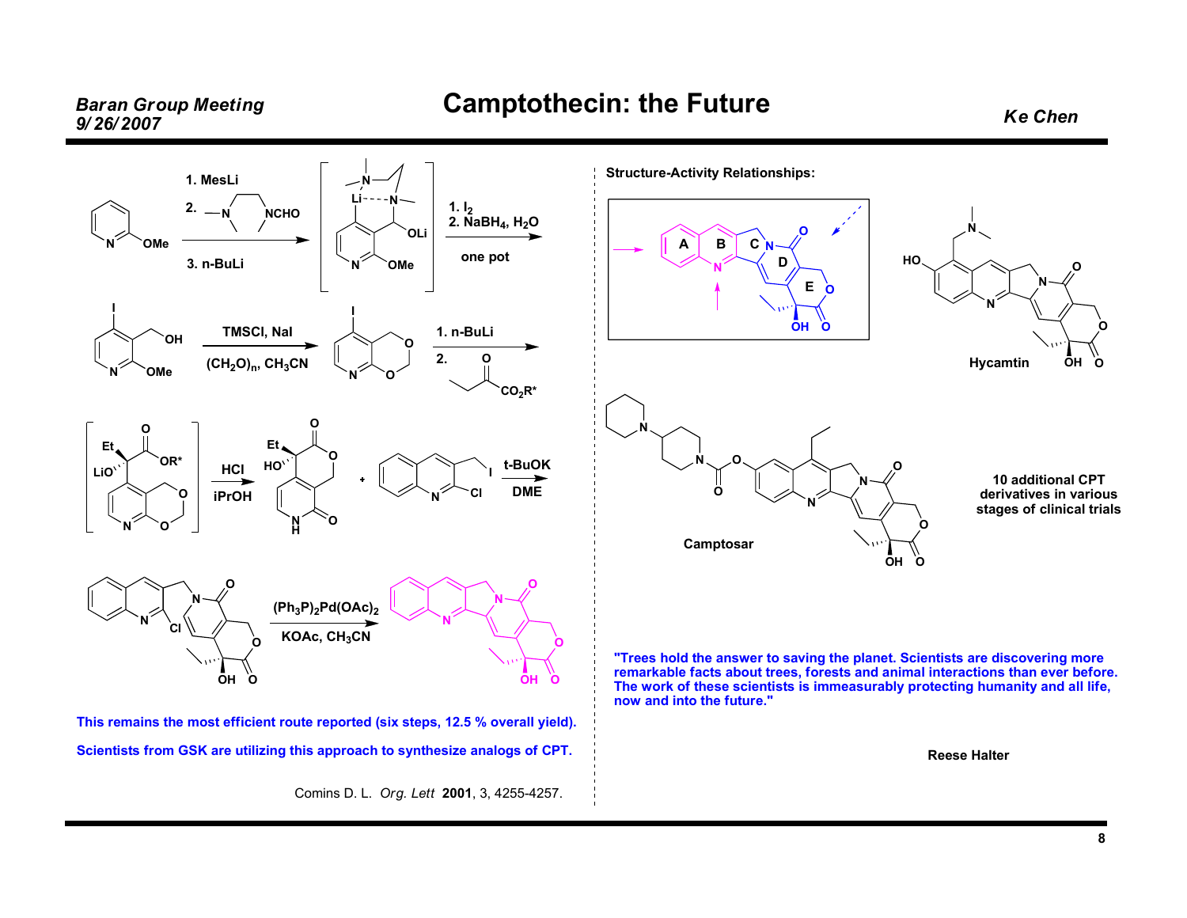# Camptothecin: the Future

1. MesLi
2. $-N$ $N$CHO (N,N,N'-trimethylethylenediamine formamide)
3. n-BuLi

1. $I_2$
2. $NaBH_4$, $H_2O$

one pot

TMSCl, NaI

$(CH_2O)_n$, $CH_3CN$

1. n-BuLi
2. $CH_3CH_2COCO_2R^*$

HCl

iPrOH

t-BuOK

DME

$(Ph_3P)_2Pd(OAc)_2$

KOAc, $CH_3CN$

**This remains the most efficient route reported (six steps, 12.5 % overall yield).**

**Scientists from GSK are utilizing this approach to synthesize analogs of CPT.**

Comins D. L. *Org. Lett* **2001**, 3, 4255-4257.

**Structure-Activity Relationships:**

A B C D E

Hycamtin

Camptosar

**10 additional CPT derivatives in various stages of clinical trials**

**"Trees hold the answer to saving the planet. Scientists are discovering more remarkable facts about trees, forests and animal interactions than ever before. The work of these scientists is immeasurably protecting humanity and all life, now and into the future."**

**Reese Halter**